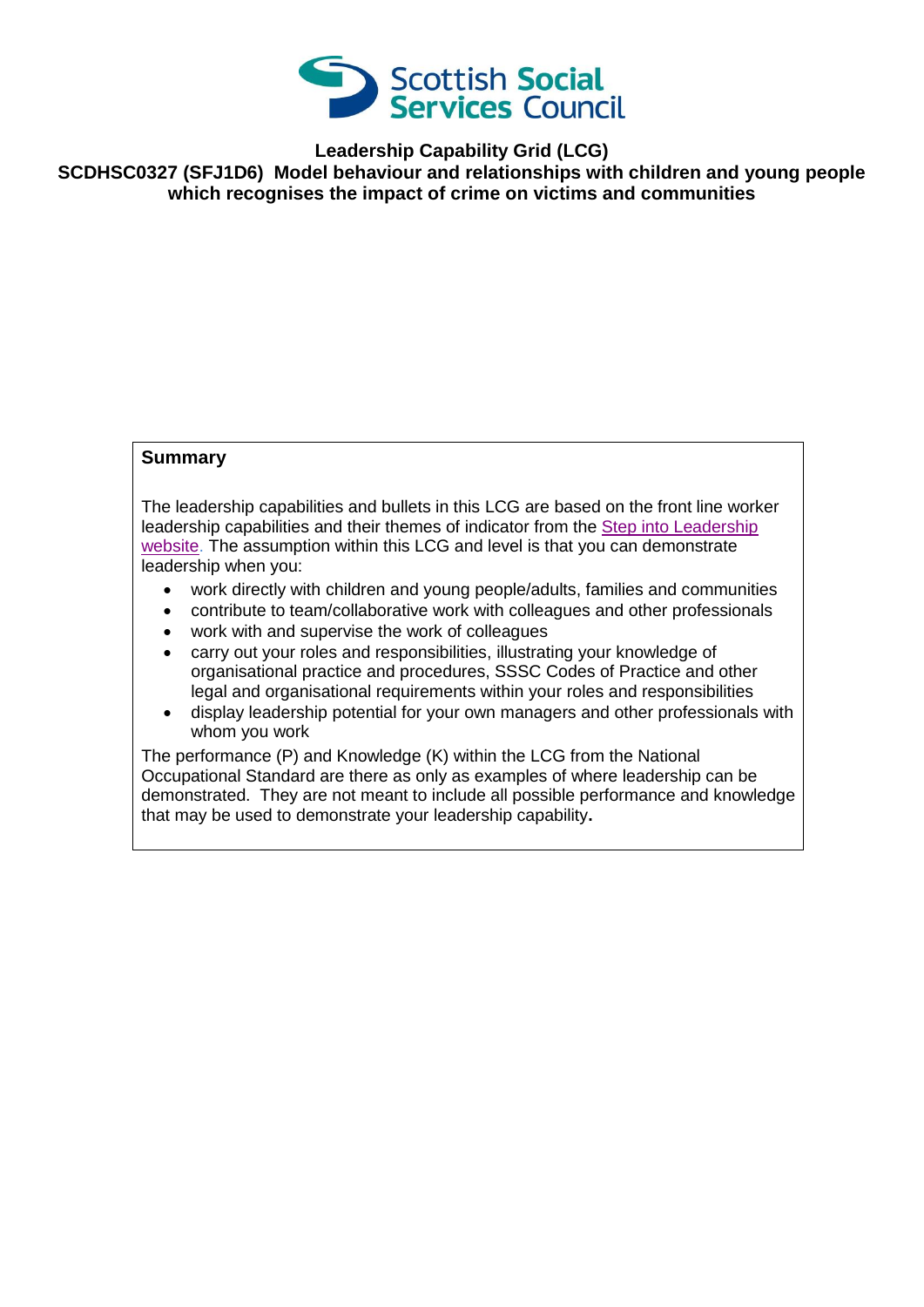# Leadership Capability Grid (LCG)

## SCDHSC0327 (SFJ1D6) Model behaviour and relationships with children and young people which recognises the impact of crime on victims and communities

### Summary

The leadership capabilities and bullets in this LCG are based on the front line worker leadership capabilities and their themes of indicator from the Step into Leadership website. The assumption within this LCG and level is that you can demonstrate leadership when you:

- work directly with children and young people/adults, families and communities
- contribute to team/collaborative work with colleagues and other professionals
- work with and supervise the work of colleagues
- carry out your roles and responsibilities, illustrating your knowledge of organisational practice and procedures, SSSC Codes of Practice and other legal and organisational requirements within your roles and responsibilities
- display leadership potential for your own managers and other professionals with whom you work

The performance (P) and Knowledge (K) within the LCG from the National Occupational Standard are there as only as examples of where leadership can be demonstrated. They are not meant to include all possible performance and knowledge that may be used to demonstrate your leadership capability.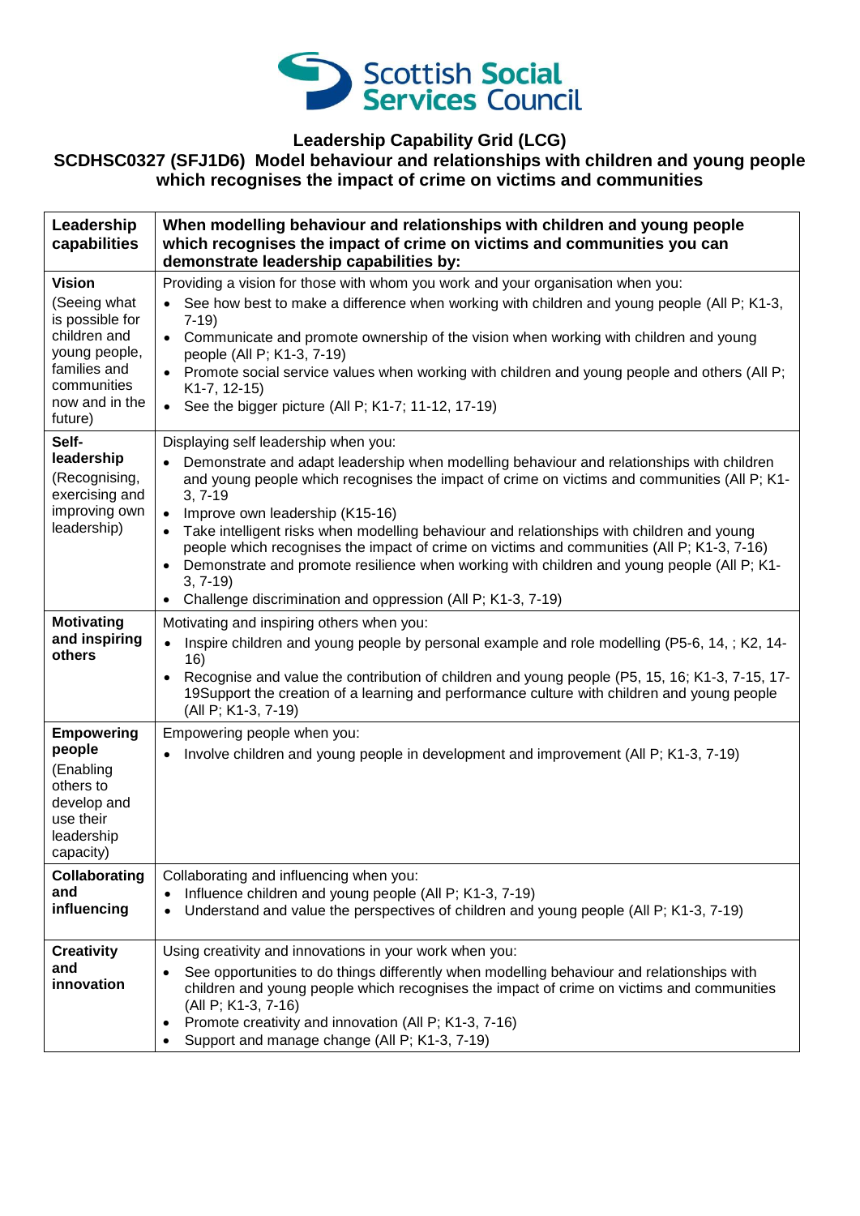**Leadership Capability Grid (LCG)**

**SCDHSC0327 (SFJ1D6) Model behaviour and relationships with children and young people which recognises the impact of crime on victims and communities**

| **Leadership capabilities** | **When modelling behaviour and relationships with children and young people which recognises the impact of crime on victims and communities you can demonstrate leadership capabilities by:** |
|---|---|
| **Vision** (Seeing what is possible for children and young people, families and communities now and in the future) | Providing a vision for those with whom you work and your organisation when you: <ul><li>See how best to make a difference when working with children and young people (All P; K1-3, 7-19)</li><li>Communicate and promote ownership of the vision when working with children and young people (All P; K1-3, 7-19)</li><li>Promote social service values when working with children and young people and others (All P; K1-7, 12-15)</li><li>See the bigger picture (All P; K1-7; 11-12, 17-19)</li></ul> |
| **Self-leadership** (Recognising, exercising and improving own leadership) | Displaying self leadership when you: <ul><li>Demonstrate and adapt leadership when modelling behaviour and relationships with children and young people which recognises the impact of crime on victims and communities (All P; K1-3, 7-19</li><li>Improve own leadership (K15-16)</li><li>Take intelligent risks when modelling behaviour and relationships with children and young people which recognises the impact of crime on victims and communities (All P; K1-3, 7-16)</li><li>Demonstrate and promote resilience when working with children and young people (All P; K1-3, 7-19)</li><li>Challenge discrimination and oppression (All P; K1-3, 7-19)</li></ul> |
| **Motivating and inspiring others** | Motivating and inspiring others when you: <ul><li>Inspire children and young people by personal example and role modelling (P5-6, 14, ; K2, 14-16)</li><li>Recognise and value the contribution of children and young people (P5, 15, 16; K1-3, 7-15, 17-19Support the creation of a learning and performance culture with children and young people (All P; K1-3, 7-19)</li></ul> |
| **Empowering people** (Enabling others to develop and use their leadership capacity) | Empowering people when you: <ul><li>Involve children and young people in development and improvement (All P; K1-3, 7-19)</li></ul> |
| **Collaborating and influencing** | Collaborating and influencing when you: <ul><li>Influence children and young people (All P; K1-3, 7-19)</li><li>Understand and value the perspectives of children and young people (All P; K1-3, 7-19)</li></ul> |
| **Creativity and innovation** | Using creativity and innovations in your work when you: <ul><li>See opportunities to do things differently when modelling behaviour and relationships with children and young people which recognises the impact of crime on victims and communities (All P; K1-3, 7-16)</li><li>Promote creativity and innovation (All P; K1-3, 7-16)</li><li>Support and manage change (All P; K1-3, 7-19)</li></ul> |